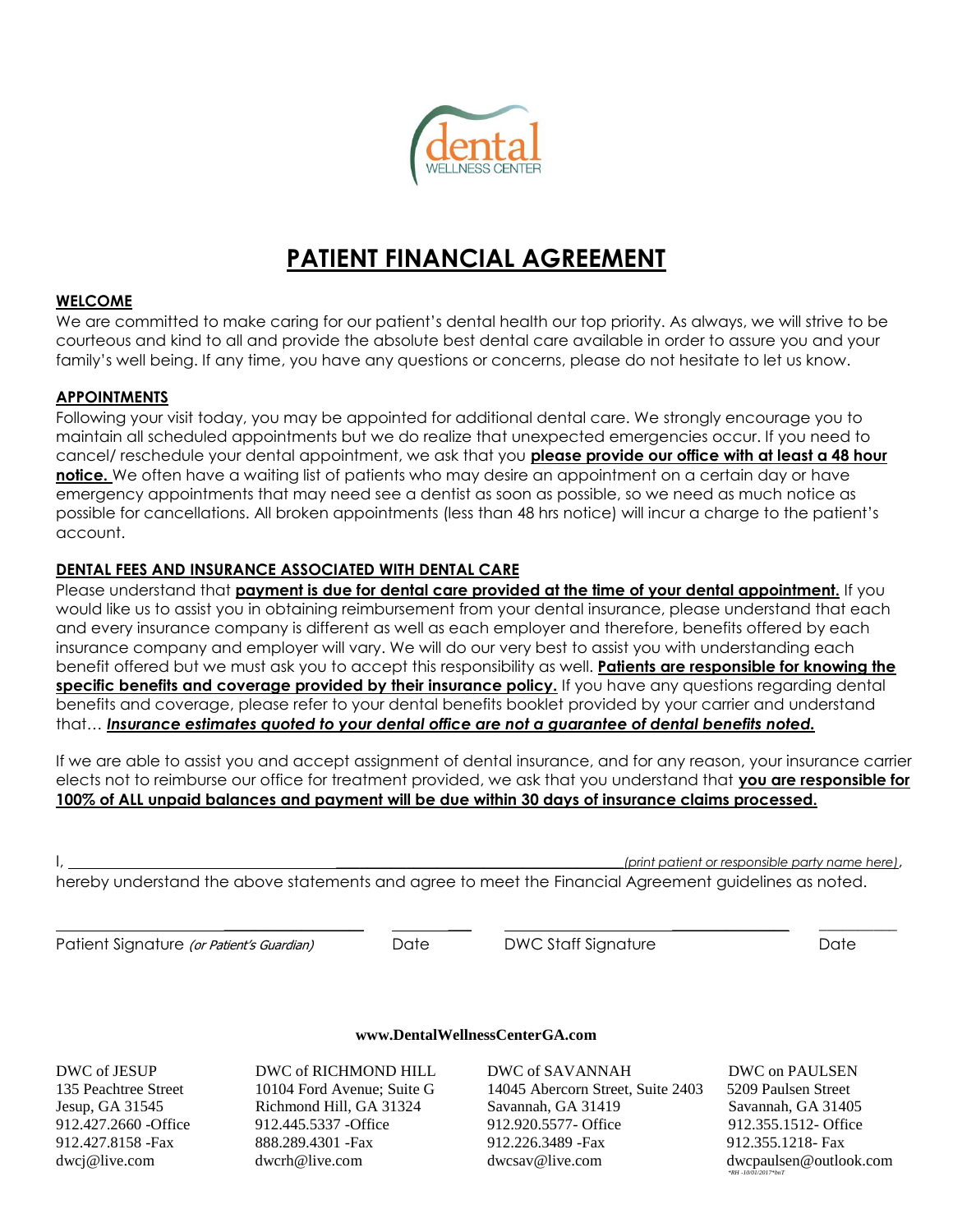dental
WELLNESS CENTER

# PATIENT FINANCIAL AGREEMENT

## WELCOME

We are committed to make caring for our patient's dental health our top priority. As always, we will strive to be courteous and kind to all and provide the absolute best dental care available in order to assure you and your family's well being. If any time, you have any questions or concerns, please do not hesitate to let us know.

## APPOINTMENTS

Following your visit today, you may be appointed for additional dental care. We strongly encourage you to maintain all scheduled appointments but we do realize that unexpected emergencies occur. If you need to cancel/ reschedule your dental appointment, we ask that you **please provide our office with at least a 48 hour notice.** We often have a waiting list of patients who may desire an appointment on a certain day or have emergency appointments that may need see a dentist as soon as possible, so we need as much notice as possible for cancellations. All broken appointments (less than 48 hrs notice) will incur a charge to the patient's account.

## DENTAL FEES AND INSURANCE ASSOCIATED WITH DENTAL CARE

Please understand that **payment is due for dental care provided at the time of your dental appointment.** If you would like us to assist you in obtaining reimbursement from your dental insurance, please understand that each and every insurance company is different as well as each employer and therefore, benefits offered by each insurance company and employer will vary. We will do our very best to assist you with understanding each benefit offered but we must ask you to accept this responsibility as well. **Patients are responsible for knowing the specific benefits and coverage provided by their insurance policy.** If you have any questions regarding dental benefits and coverage, please refer to your dental benefits booklet provided by your carrier and understand that… ***Insurance estimates quoted to your dental office are not a guarantee of dental benefits noted.***

If we are able to assist you and accept assignment of dental insurance, and for any reason, your insurance carrier elects not to reimburse our office for treatment provided, we ask that you understand that **you are responsible for 100% of ALL unpaid balances and payment will be due within 30 days of insurance claims processed.**

I, ____________________________________________________________ *(print patient or responsible party name here)*, hereby understand the above statements and agree to meet the Financial Agreement guidelines as noted.

| ______________________ | __________ | ______________________ | __________ |
|---|---|---|---|
| Patient Signature *(or Patient's Guardian)* | Date | DWC Staff Signature | Date |

**www.DentalWellnessCenterGA.com**

DWC of JESUP
135 Peachtree Street
Jesup, GA 31545
912.427.2660 -Office
912.427.8158 -Fax
dwcj@live.com

DWC of RICHMOND HILL
10104 Ford Avenue; Suite G
Richmond Hill, GA 31324
912.445.5337 -Office
888.289.4301 -Fax
dwcrh@live.com

DWC of SAVANNAH
14045 Abercorn Street, Suite 2403
Savannah, GA 31419
912.920.5577- Office
912.226.3489 -Fax
dwcsav@live.com

DWC on PAULSEN
5209 Paulsen Street
Savannah, GA 31405
912.355.1512- Office
912.355.1218- Fax
dwcpaulsen@outlook.com

*RH -10/01/2017*bnT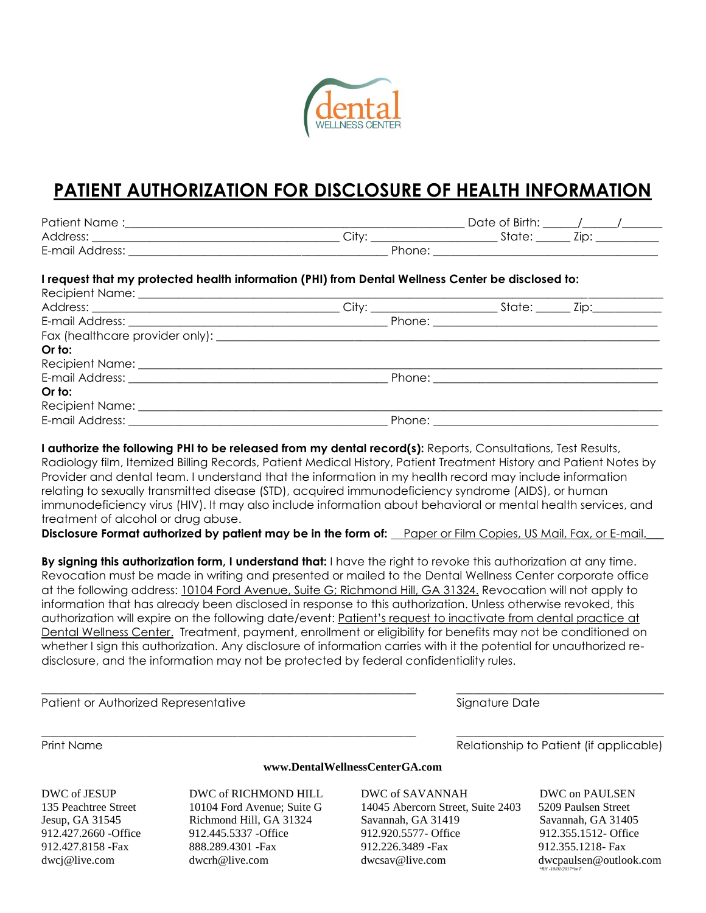dental
WELLNESS CENTER

# PATIENT AUTHORIZATION FOR DISCLOSURE OF HEALTH INFORMATION

Patient Name :_______________________________________________ Date of Birth: _____/_____/______
Address: ___________________________________ City: __________________ State: _____ Zip: __________
E-mail Address: ______________________________________ Phone: __________________________________

**I request that my protected health information (PHI) from Dental Wellness Center be disclosed to:**

Recipient Name: ________________________________________________________________________________
Address: ___________________________________ City: __________________ State: _____ Zip:__________
E-mail Address: ______________________________________ Phone: __________________________________
Fax (healthcare provider only): _________________________________________________________________

**Or to:**

Recipient Name: ________________________________________________________________________________
E-mail Address: ______________________________________ Phone: __________________________________

**Or to:**

Recipient Name: ________________________________________________________________________________
E-mail Address: ______________________________________ Phone: __________________________________

**I authorize the following PHI to be released from my dental record(s):** Reports, Consultations, Test Results, Radiology film, Itemized Billing Records, Patient Medical History, Patient Treatment History and Patient Notes by Provider and dental team. I understand that the information in my health record may include information relating to sexually transmitted disease (STD), acquired immunodeficiency syndrome (AIDS), or human immunodeficiency virus (HIV). It may also include information about behavioral or mental health services, and treatment of alcohol or drug abuse.

**Disclosure Format authorized by patient may be in the form of:** Paper or Film Copies, US Mail, Fax, or E-mail.

**By signing this authorization form, I understand that:** I have the right to revoke this authorization at any time. Revocation must be made in writing and presented or mailed to the Dental Wellness Center corporate office at the following address: 10104 Ford Avenue, Suite G; Richmond Hill, GA 31324. Revocation will not apply to information that has already been disclosed in response to this authorization. Unless otherwise revoked, this authorization will expire on the following date/event: Patient's request to inactivate from dental practice at Dental Wellness Center. Treatment, payment, enrollment or eligibility for benefits may not be conditioned on whether I sign this authorization. Any disclosure of information carries with it the potential for unauthorized re-disclosure, and the information may not be protected by federal confidentiality rules.

_______________________________________________ ______________________________
Patient or Authorized Representative Signature Date

_______________________________________________ ______________________________
Print Name Relationship to Patient (if applicable)

**www.DentalWellnessCenterGA.com**

DWC of JESUP
135 Peachtree Street
Jesup, GA 31545
912.427.2660 -Office
912.427.8158 -Fax
dwcj@live.com

DWC of RICHMOND HILL
10104 Ford Avenue; Suite G
Richmond Hill, GA 31324
912.445.5337 -Office
888.289.4301 -Fax
dwcrh@live.com

DWC of SAVANNAH
14045 Abercorn Street, Suite 2403
Savannah, GA 31419
912.920.5577- Office
912.226.3489 -Fax
dwcsav@live.com

DWC on PAULSEN
5209 Paulsen Street
Savannah, GA 31405
912.355.1512- Office
912.355.1218- Fax
dwcpaulsen@outlook.com

*RH -10/01/2017*bnT